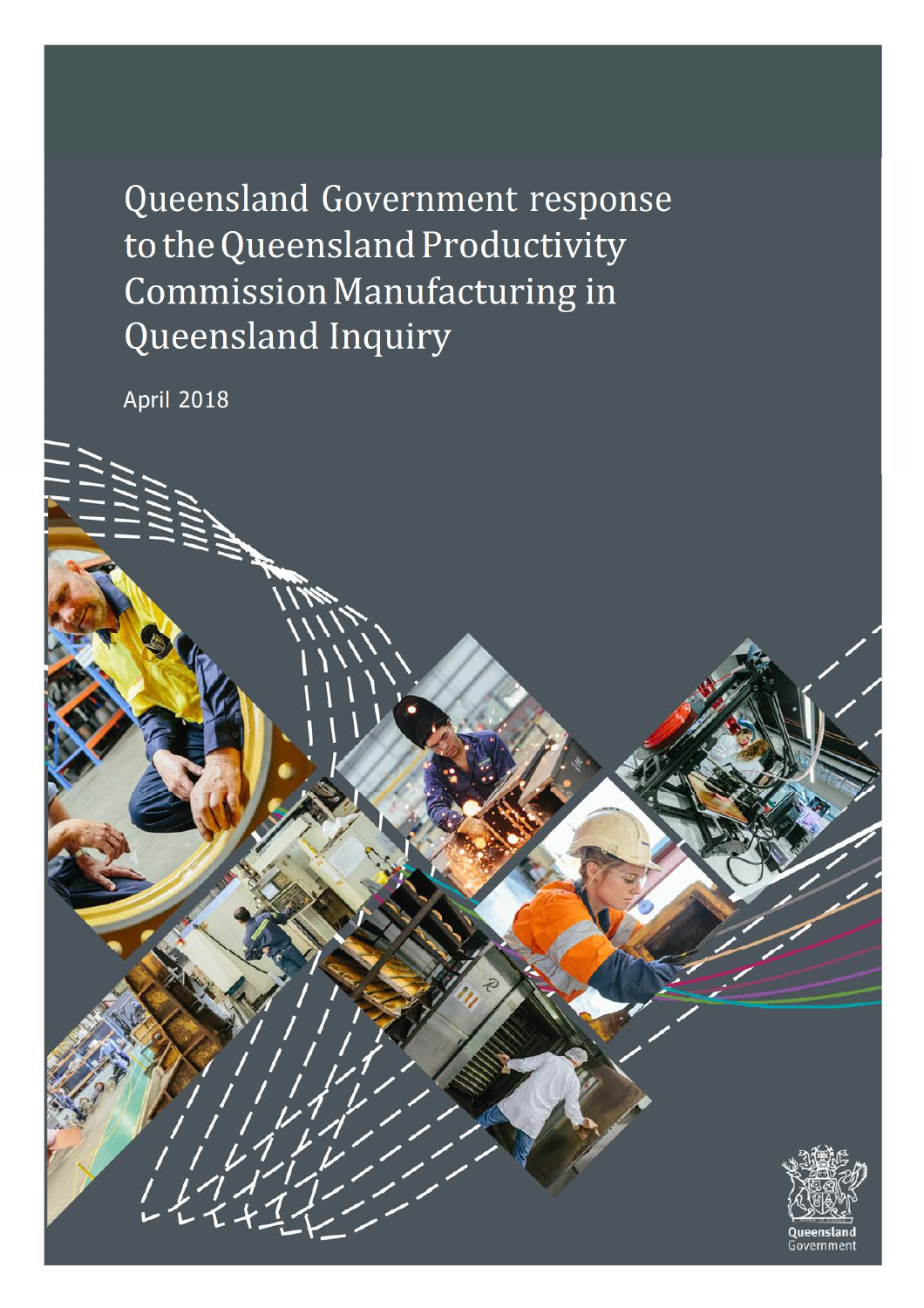# Queensland Government response to the Queensland Productivity Commission Manufacturing in Queensland Inquiry

April 2018

Queensland Government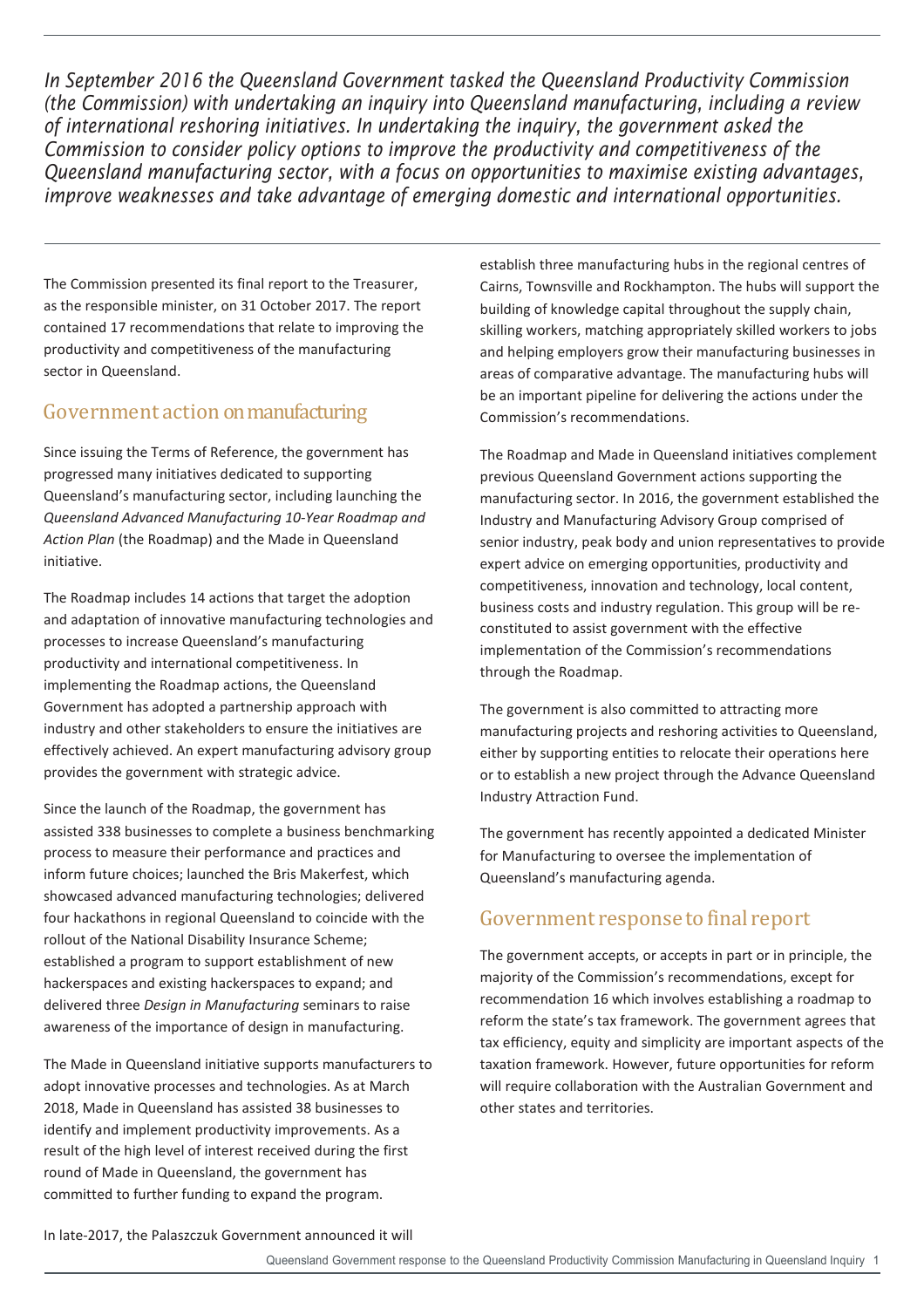*In September 2016 the Queensland Government tasked the Queensland Productivity Commission (the Commission) with undertaking an inquiry into Queensland manufacturing, including a review of international reshoring initiatives. In undertaking the inquiry, the government asked the Commission to consider policy options to improve the productivity and competitiveness of the Queensland manufacturing sector, with a focus on opportunities to maximise existing advantages, improve weaknesses and take advantage of emerging domestic and international opportunities.*

The Commission presented its final report to the Treasurer, as the responsible minister, on 31 October 2017. The report contained 17 recommendations that relate to improving the productivity and competitiveness of the manufacturing sector in Queensland.

## Government action on manufacturing

Since issuing the Terms of Reference, the government has progressed many initiatives dedicated to supporting Queensland's manufacturing sector, including launching the *Queensland Advanced Manufacturing 10-Year Roadmap and Action Plan* (the Roadmap) and the Made in Queensland initiative.

The Roadmap includes 14 actions that target the adoption and adaptation of innovative manufacturing technologies and processes to increase Queensland's manufacturing productivity and international competitiveness. In implementing the Roadmap actions, the Queensland Government has adopted a partnership approach with industry and other stakeholders to ensure the initiatives are effectively achieved. An expert manufacturing advisory group provides the government with strategic advice.

Since the launch of the Roadmap, the government has assisted 338 businesses to complete a business benchmarking process to measure their performance and practices and inform future choices; launched the Bris Makerfest, which showcased advanced manufacturing technologies; delivered four hackathons in regional Queensland to coincide with the rollout of the National Disability Insurance Scheme; established a program to support establishment of new hackerspaces and existing hackerspaces to expand; and delivered three *Design in Manufacturing* seminars to raise awareness of the importance of design in manufacturing.

The Made in Queensland initiative supports manufacturers to adopt innovative processes and technologies. As at March 2018, Made in Queensland has assisted 38 businesses to identify and implement productivity improvements. As a result of the high level of interest received during the first round of Made in Queensland, the government has committed to further funding to expand the program.

In late-2017, the Palaszczuk Government announced it will establish three manufacturing hubs in the regional centres of Cairns, Townsville and Rockhampton. The hubs will support the building of knowledge capital throughout the supply chain, skilling workers, matching appropriately skilled workers to jobs and helping employers grow their manufacturing businesses in areas of comparative advantage. The manufacturing hubs will be an important pipeline for delivering the actions under the Commission's recommendations.

The Roadmap and Made in Queensland initiatives complement previous Queensland Government actions supporting the manufacturing sector. In 2016, the government established the Industry and Manufacturing Advisory Group comprised of senior industry, peak body and union representatives to provide expert advice on emerging opportunities, productivity and competitiveness, innovation and technology, local content, business costs and industry regulation. This group will be re-constituted to assist government with the effective implementation of the Commission's recommendations through the Roadmap.

The government is also committed to attracting more manufacturing projects and reshoring activities to Queensland, either by supporting entities to relocate their operations here or to establish a new project through the Advance Queensland Industry Attraction Fund.

The government has recently appointed a dedicated Minister for Manufacturing to oversee the implementation of Queensland's manufacturing agenda.

## Government response to final report

The government accepts, or accepts in part or in principle, the majority of the Commission's recommendations, except for recommendation 16 which involves establishing a roadmap to reform the state's tax framework. The government agrees that tax efficiency, equity and simplicity are important aspects of the taxation framework. However, future opportunities for reform will require collaboration with the Australian Government and other states and territories.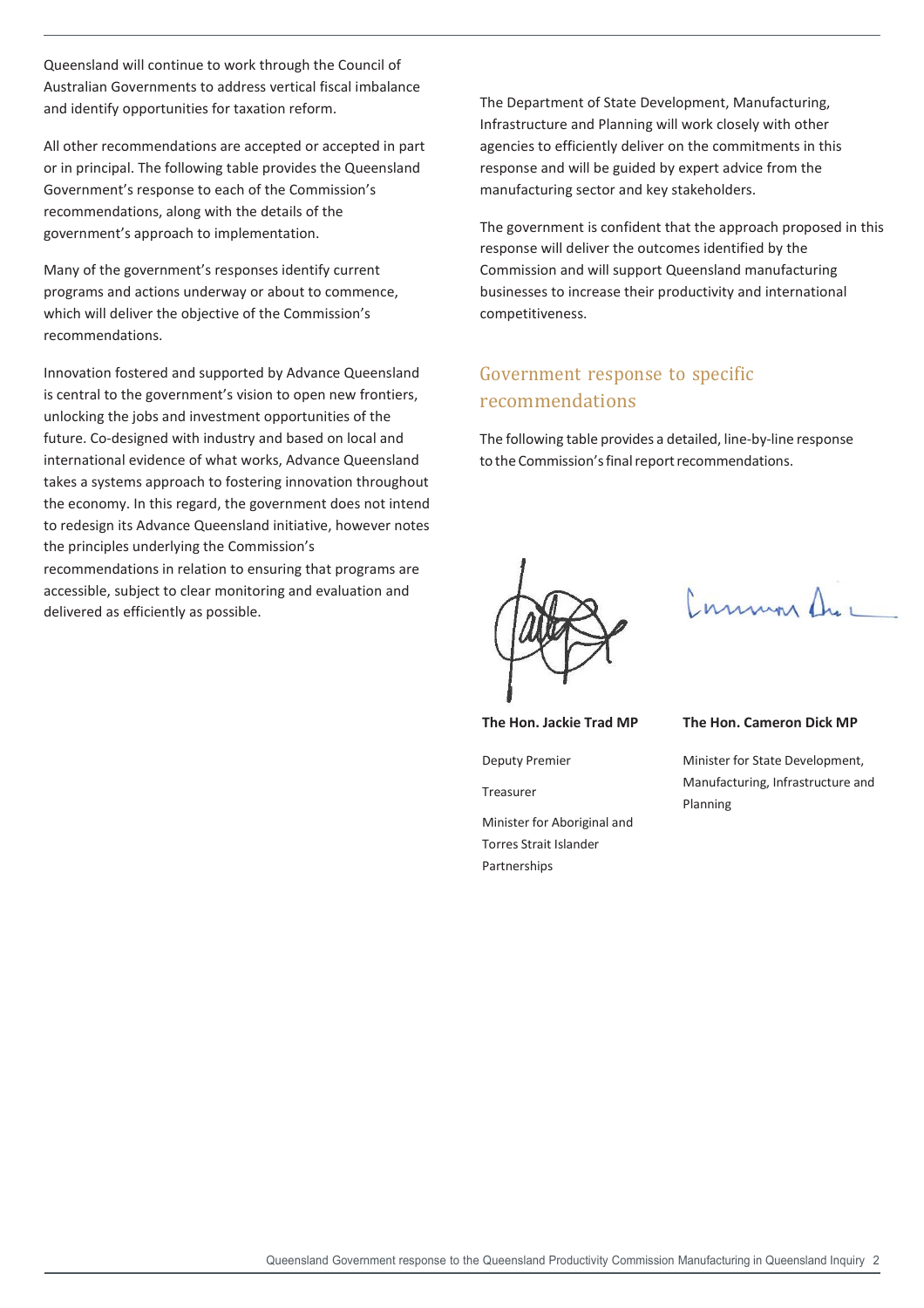Queensland will continue to work through the Council of Australian Governments to address vertical fiscal imbalance and identify opportunities for taxation reform.

All other recommendations are accepted or accepted in part or in principal. The following table provides the Queensland Government's response to each of the Commission's recommendations, along with the details of the government's approach to implementation.

Many of the government's responses identify current programs and actions underway or about to commence, which will deliver the objective of the Commission's recommendations.

Innovation fostered and supported by Advance Queensland is central to the government's vision to open new frontiers, unlocking the jobs and investment opportunities of the future. Co-designed with industry and based on local and international evidence of what works, Advance Queensland takes a systems approach to fostering innovation throughout the economy. In this regard, the government does not intend to redesign its Advance Queensland initiative, however notes the principles underlying the Commission's recommendations in relation to ensuring that programs are accessible, subject to clear monitoring and evaluation and delivered as efficiently as possible.

The Department of State Development, Manufacturing, Infrastructure and Planning will work closely with other agencies to efficiently deliver on the commitments in this response and will be guided by expert advice from the manufacturing sector and key stakeholders.

The government is confident that the approach proposed in this response will deliver the outcomes identified by the Commission and will support Queensland manufacturing businesses to increase their productivity and international competitiveness.

## Government response to specific recommendations

The following table provides a detailed, line-by-line response to the Commission's final report recommendations.

**The Hon. Jackie Trad MP**

Deputy Premier

Treasurer

Minister for Aboriginal and Torres Strait Islander Partnerships

**The Hon. Cameron Dick MP**

Minister for State Development, Manufacturing, Infrastructure and Planning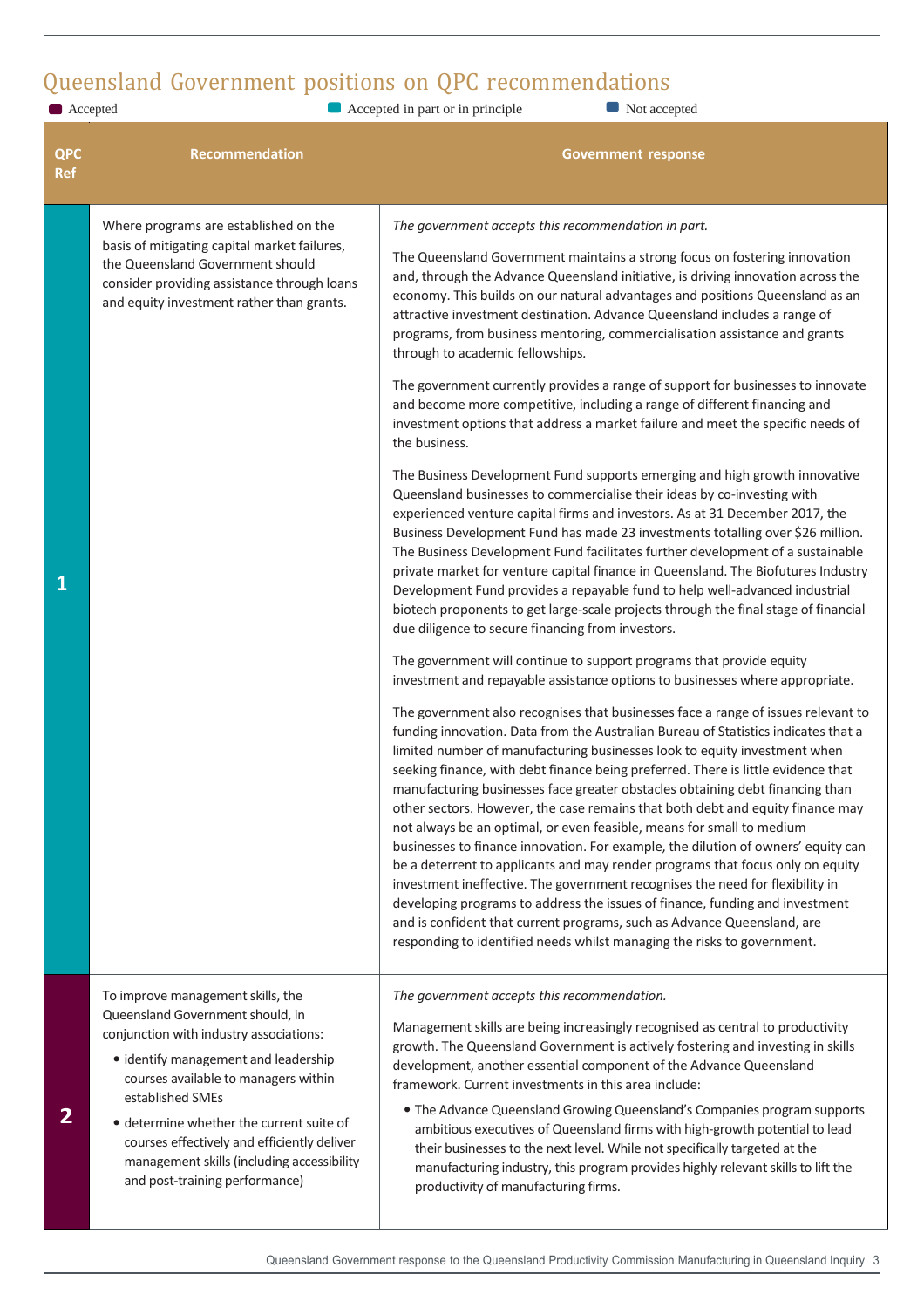## Queensland Government positions on QPC recommendations

Accepted | Accepted in part or in principle | Not accepted

| QPC Ref | Recommendation | Government response |
|---|---|---|
| 1 | Where programs are established on the basis of mitigating capital market failures, the Queensland Government should consider providing assistance through loans and equity investment rather than grants. | *The government accepts this recommendation in part.*<br><br>The Queensland Government maintains a strong focus on fostering innovation and, through the Advance Queensland initiative, is driving innovation across the economy. This builds on our natural advantages and positions Queensland as an attractive investment destination. Advance Queensland includes a range of programs, from business mentoring, commercialisation assistance and grants through to academic fellowships.<br><br>The government currently provides a range of support for businesses to innovate and become more competitive, including a range of different financing and investment options that address a market failure and meet the specific needs of the business.<br><br>The Business Development Fund supports emerging and high growth innovative Queensland businesses to commercialise their ideas by co-investing with experienced venture capital firms and investors. As at 31 December 2017, the Business Development Fund has made 23 investments totalling over $26 million. The Business Development Fund facilitates further development of a sustainable private market for venture capital finance in Queensland. The Biofutures Industry Development Fund provides a repayable fund to help well-advanced industrial biotech proponents to get large-scale projects through the final stage of financial due diligence to secure financing from investors.<br><br>The government will continue to support programs that provide equity investment and repayable assistance options to businesses where appropriate.<br><br>The government also recognises that businesses face a range of issues relevant to funding innovation. Data from the Australian Bureau of Statistics indicates that a limited number of manufacturing businesses look to equity investment when seeking finance, with debt finance being preferred. There is little evidence that manufacturing businesses face greater obstacles obtaining debt financing than other sectors. However, the case remains that both debt and equity finance may not always be an optimal, or even feasible, means for small to medium businesses to finance innovation. For example, the dilution of owners' equity can be a deterrent to applicants and may render programs that focus only on equity investment ineffective. The government recognises the need for flexibility in developing programs to address the issues of finance, funding and investment and is confident that current programs, such as Advance Queensland, are responding to identified needs whilst managing the risks to government. |
| 2 | To improve management skills, the Queensland Government should, in conjunction with industry associations:<br>• identify management and leadership courses available to managers within established SMEs<br>• determine whether the current suite of courses effectively and efficiently deliver management skills (including accessibility and post-training performance) | *The government accepts this recommendation.*<br><br>Management skills are being increasingly recognised as central to productivity growth. The Queensland Government is actively fostering and investing in skills development, another essential component of the Advance Queensland framework. Current investments in this area include:<br>• The Advance Queensland Growing Queensland's Companies program supports ambitious executives of Queensland firms with high-growth potential to lead their businesses to the next level. While not specifically targeted at the manufacturing industry, this program provides highly relevant skills to lift the productivity of manufacturing firms. |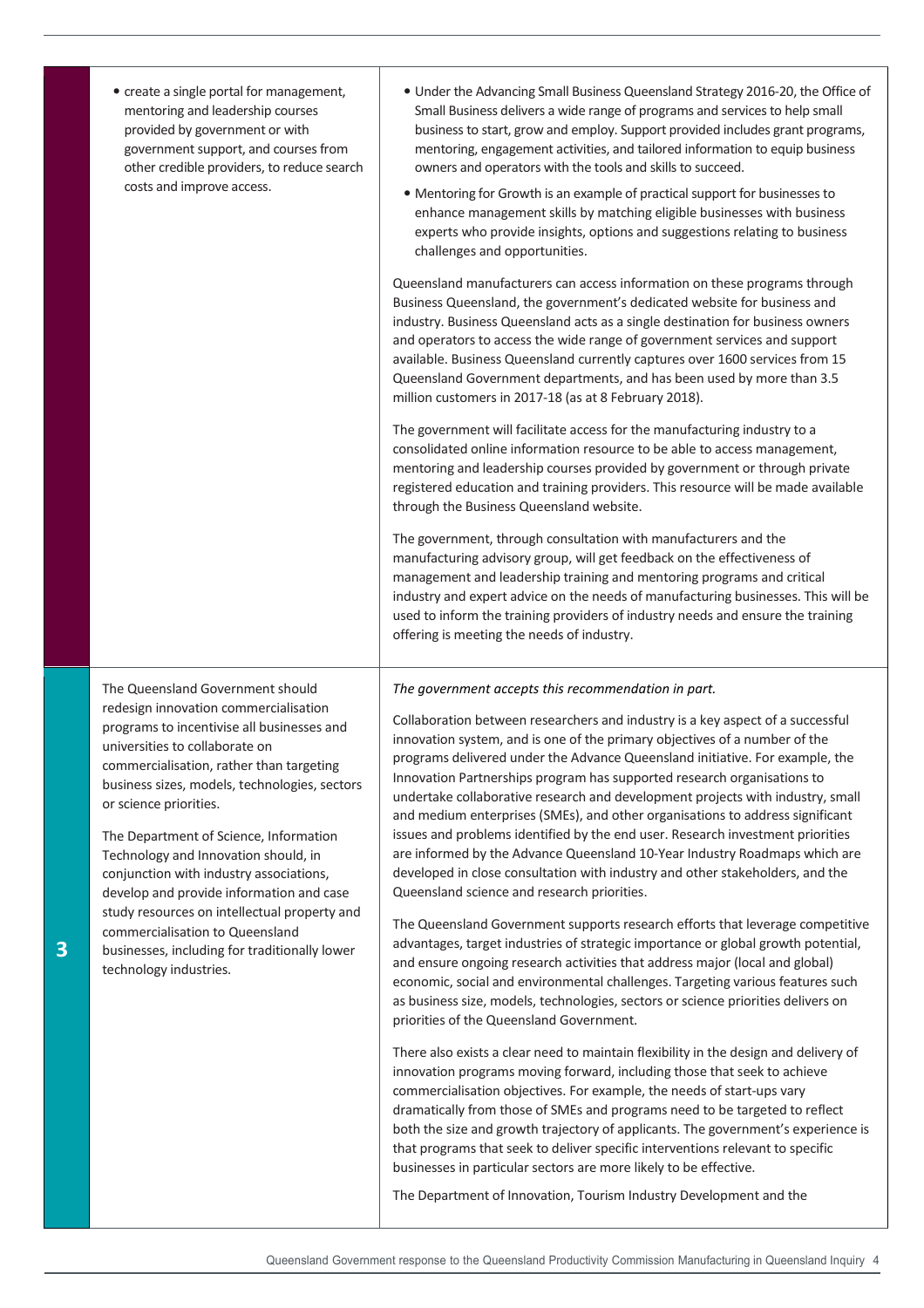| | Recommendation | Response |
|---|---|---|
| | • create a single portal for management, mentoring and leadership courses provided by government or with government support, and courses from other credible providers, to reduce search costs and improve access. | • Under the Advancing Small Business Queensland Strategy 2016-20, the Office of Small Business delivers a wide range of programs and services to help small business to start, grow and employ. Support provided includes grant programs, mentoring, engagement activities, and tailored information to equip business owners and operators with the tools and skills to succeed.<br>• Mentoring for Growth is an example of practical support for businesses to enhance management skills by matching eligible businesses with business experts who provide insights, options and suggestions relating to business challenges and opportunities.<br><br>Queensland manufacturers can access information on these programs through Business Queensland, the government's dedicated website for business and industry. Business Queensland acts as a single destination for business owners and operators to access the wide range of government services and support available. Business Queensland currently captures over 1600 services from 15 Queensland Government departments, and has been used by more than 3.5 million customers in 2017-18 (as at 8 February 2018).<br><br>The government will facilitate access for the manufacturing industry to a consolidated online information resource to be able to access management, mentoring and leadership courses provided by government or through private registered education and training providers. This resource will be made available through the Business Queensland website.<br><br>The government, through consultation with manufacturers and the manufacturing advisory group, will get feedback on the effectiveness of management and leadership training and mentoring programs and critical industry and expert advice on the needs of manufacturing businesses. This will be used to inform the training providers of industry needs and ensure the training offering is meeting the needs of industry. |
| 3 | The Queensland Government should redesign innovation commercialisation programs to incentivise all businesses and universities to collaborate on commercialisation, rather than targeting business sizes, models, technologies, sectors or science priorities.<br><br>The Department of Science, Information Technology and Innovation should, in conjunction with industry associations, develop and provide information and case study resources on intellectual property and commercialisation to Queensland businesses, including for traditionally lower technology industries. | *The government accepts this recommendation in part.*<br><br>Collaboration between researchers and industry is a key aspect of a successful innovation system, and is one of the primary objectives of a number of the programs delivered under the Advance Queensland initiative. For example, the Innovation Partnerships program has supported research organisations to undertake collaborative research and development projects with industry, small and medium enterprises (SMEs), and other organisations to address significant issues and problems identified by the end user. Research investment priorities are informed by the Advance Queensland 10-Year Industry Roadmaps which are developed in close consultation with industry and other stakeholders, and the Queensland science and research priorities.<br><br>The Queensland Government supports research efforts that leverage competitive advantages, target industries of strategic importance or global growth potential, and ensure ongoing research activities that address major (local and global) economic, social and environmental challenges. Targeting various features such as business size, models, technologies, sectors or science priorities delivers on priorities of the Queensland Government.<br><br>There also exists a clear need to maintain flexibility in the design and delivery of innovation programs moving forward, including those that seek to achieve commercialisation objectives. For example, the needs of start-ups vary dramatically from those of SMEs and programs need to be targeted to reflect both the size and growth trajectory of applicants. The government's experience is that programs that seek to deliver specific interventions relevant to specific businesses in particular sectors are more likely to be effective.<br><br>The Department of Innovation, Tourism Industry Development and the |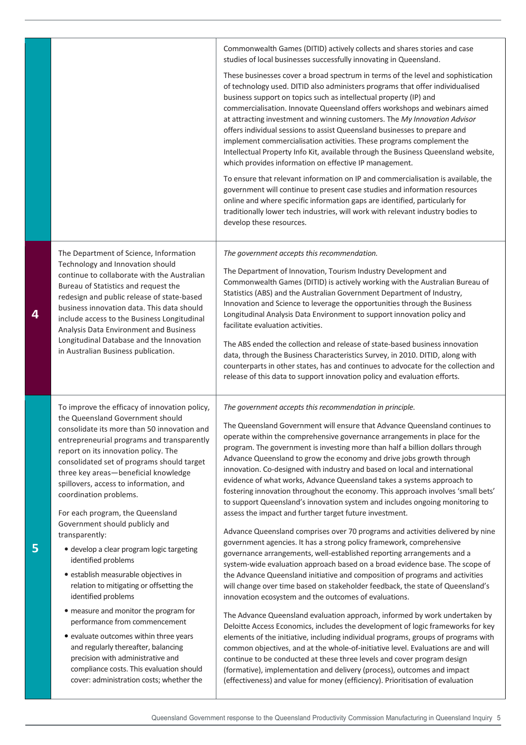| | | |
|---|---|---|
| | | Commonwealth Games (DITID) actively collects and shares stories and case studies of local businesses successfully innovating in Queensland.<br><br>These businesses cover a broad spectrum in terms of the level and sophistication of technology used. DITID also administers programs that offer individualised business support on topics such as intellectual property (IP) and commercialisation. Innovate Queensland offers workshops and webinars aimed at attracting investment and winning customers. The *My Innovation Advisor* offers individual sessions to assist Queensland businesses to prepare and implement commercialisation activities. These programs complement the Intellectual Property Info Kit, available through the Business Queensland website, which provides information on effective IP management.<br><br>To ensure that relevant information on IP and commercialisation is available, the government will continue to present case studies and information resources online and where specific information gaps are identified, particularly for traditionally lower tech industries, will work with relevant industry bodies to develop these resources. |
| **4** | The Department of Science, Information Technology and Innovation should continue to collaborate with the Australian Bureau of Statistics and request the redesign and public release of state-based business innovation data. This data should include access to the Business Longitudinal Analysis Data Environment and Business Longitudinal Database and the Innovation in Australian Business publication. | *The government accepts this recommendation.*<br><br>The Department of Innovation, Tourism Industry Development and Commonwealth Games (DITID) is actively working with the Australian Bureau of Statistics (ABS) and the Australian Government Department of Industry, Innovation and Science to leverage the opportunities through the Business Longitudinal Analysis Data Environment to support innovation policy and facilitate evaluation activities.<br><br>The ABS ended the collection and release of state-based business innovation data, through the Business Characteristics Survey, in 2010. DITID, along with counterparts in other states, has and continues to advocate for the collection and release of this data to support innovation policy and evaluation efforts. |
| **5** | To improve the efficacy of innovation policy, the Queensland Government should consolidate its more than 50 innovation and entrepreneurial programs and transparently report on its innovation policy. The consolidated set of programs should target three key areas—beneficial knowledge spillovers, access to information, and coordination problems.<br><br>For each program, the Queensland Government should publicly and transparently:<br>• develop a clear program logic targeting identified problems<br>• establish measurable objectives in relation to mitigating or offsetting the identified problems<br>• measure and monitor the program for performance from commencement<br>• evaluate outcomes within three years and regularly thereafter, balancing precision with administrative and compliance costs. This evaluation should cover: administration costs; whether the | *The government accepts this recommendation in principle.*<br><br>The Queensland Government will ensure that Advance Queensland continues to operate within the comprehensive governance arrangements in place for the program. The government is investing more than half a billion dollars through Advance Queensland to grow the economy and drive jobs growth through innovation. Co-designed with industry and based on local and international evidence of what works, Advance Queensland takes a systems approach to fostering innovation throughout the economy. This approach involves 'small bets' to support Queensland's innovation system and includes ongoing monitoring to assess the impact and further target future investment.<br><br>Advance Queensland comprises over 70 programs and activities delivered by nine government agencies. It has a strong policy framework, comprehensive governance arrangements, well-established reporting arrangements and a system-wide evaluation approach based on a broad evidence base. The scope of the Advance Queensland initiative and composition of programs and activities will change over time based on stakeholder feedback, the state of Queensland's innovation ecosystem and the outcomes of evaluations.<br><br>The Advance Queensland evaluation approach, informed by work undertaken by Deloitte Access Economics, includes the development of logic frameworks for key elements of the initiative, including individual programs, groups of programs with common objectives, and at the whole-of-initiative level. Evaluations are and will continue to be conducted at these three levels and cover program design (formative), implementation and delivery (process), outcomes and impact (effectiveness) and value for money (efficiency). Prioritisation of evaluation |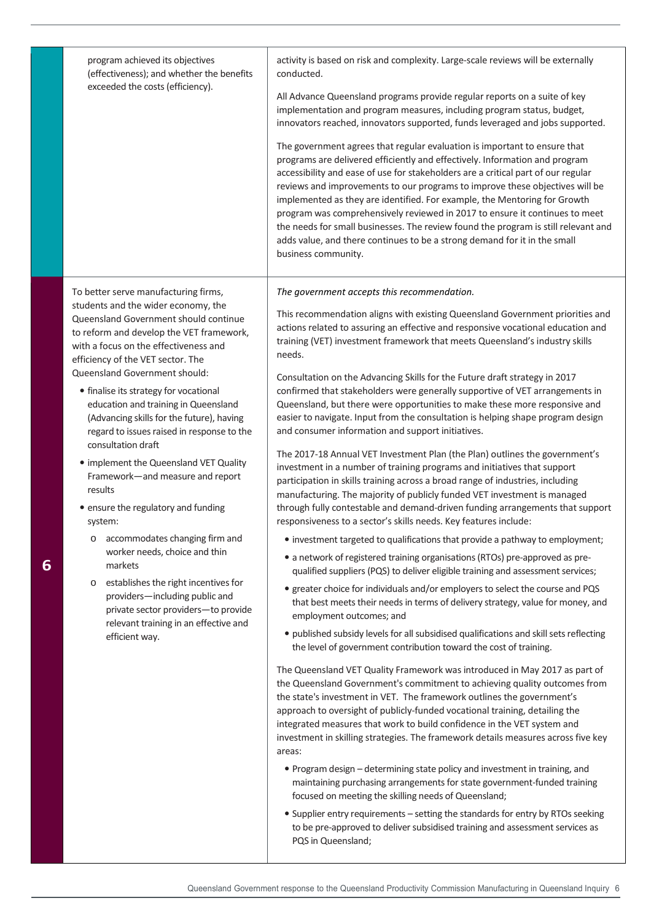| | | |
|---|---|---|
| | program achieved its objectives (effectiveness); and whether the benefits exceeded the costs (efficiency). | activity is based on risk and complexity. Large-scale reviews will be externally conducted.<br><br>All Advance Queensland programs provide regular reports on a suite of key implementation and program measures, including program status, budget, innovators reached, innovators supported, funds leveraged and jobs supported.<br><br>The government agrees that regular evaluation is important to ensure that programs are delivered efficiently and effectively. Information and program accessibility and ease of use for stakeholders are a critical part of our regular reviews and improvements to our programs to improve these objectives will be implemented as they are identified. For example, the Mentoring for Growth program was comprehensively reviewed in 2017 to ensure it continues to meet the needs for small businesses. The review found the program is still relevant and adds value, and there continues to be a strong demand for it in the small business community. |
| 6 | To better serve manufacturing firms, students and the wider economy, the Queensland Government should continue to reform and develop the VET framework, with a focus on the effectiveness and efficiency of the VET sector. The Queensland Government should:<br><br>• finalise its strategy for vocational education and training in Queensland (Advancing skills for the future), having regard to issues raised in response to the consultation draft<br><br>• implement the Queensland VET Quality Framework—and measure and report results<br><br>• ensure the regulatory and funding system:<br><br>o accommodates changing firm and worker needs, choice and thin markets<br><br>o establishes the right incentives for providers—including public and private sector providers—to provide relevant training in an effective and efficient way. | *The government accepts this recommendation.*<br><br>This recommendation aligns with existing Queensland Government priorities and actions related to assuring an effective and responsive vocational education and training (VET) investment framework that meets Queensland's industry skills needs.<br><br>Consultation on the Advancing Skills for the Future draft strategy in 2017 confirmed that stakeholders were generally supportive of VET arrangements in Queensland, but there were opportunities to make these more responsive and easier to navigate. Input from the consultation is helping shape program design and consumer information and support initiatives.<br><br>The 2017-18 Annual VET Investment Plan (the Plan) outlines the government's investment in a number of training programs and initiatives that support participation in skills training across a broad range of industries, including manufacturing. The majority of publicly funded VET investment is managed through fully contestable and demand-driven funding arrangements that support responsiveness to a sector's skills needs. Key features include:<br><br>• investment targeted to qualifications that provide a pathway to employment;<br><br>• a network of registered training organisations (RTOs) pre-approved as pre-qualified suppliers (PQS) to deliver eligible training and assessment services;<br><br>• greater choice for individuals and/or employers to select the course and PQS that best meets their needs in terms of delivery strategy, value for money, and employment outcomes; and<br><br>• published subsidy levels for all subsidised qualifications and skill sets reflecting the level of government contribution toward the cost of training.<br><br>The Queensland VET Quality Framework was introduced in May 2017 as part of the Queensland Government's commitment to achieving quality outcomes from the state's investment in VET. The framework outlines the government's approach to oversight of publicly-funded vocational training, detailing the integrated measures that work to build confidence in the VET system and investment in skilling strategies. The framework details measures across five key areas:<br><br>• Program design – determining state policy and investment in training, and maintaining purchasing arrangements for state government-funded training focused on meeting the skilling needs of Queensland;<br><br>• Supplier entry requirements – setting the standards for entry by RTOs seeking to be pre-approved to deliver subsidised training and assessment services as PQS in Queensland; |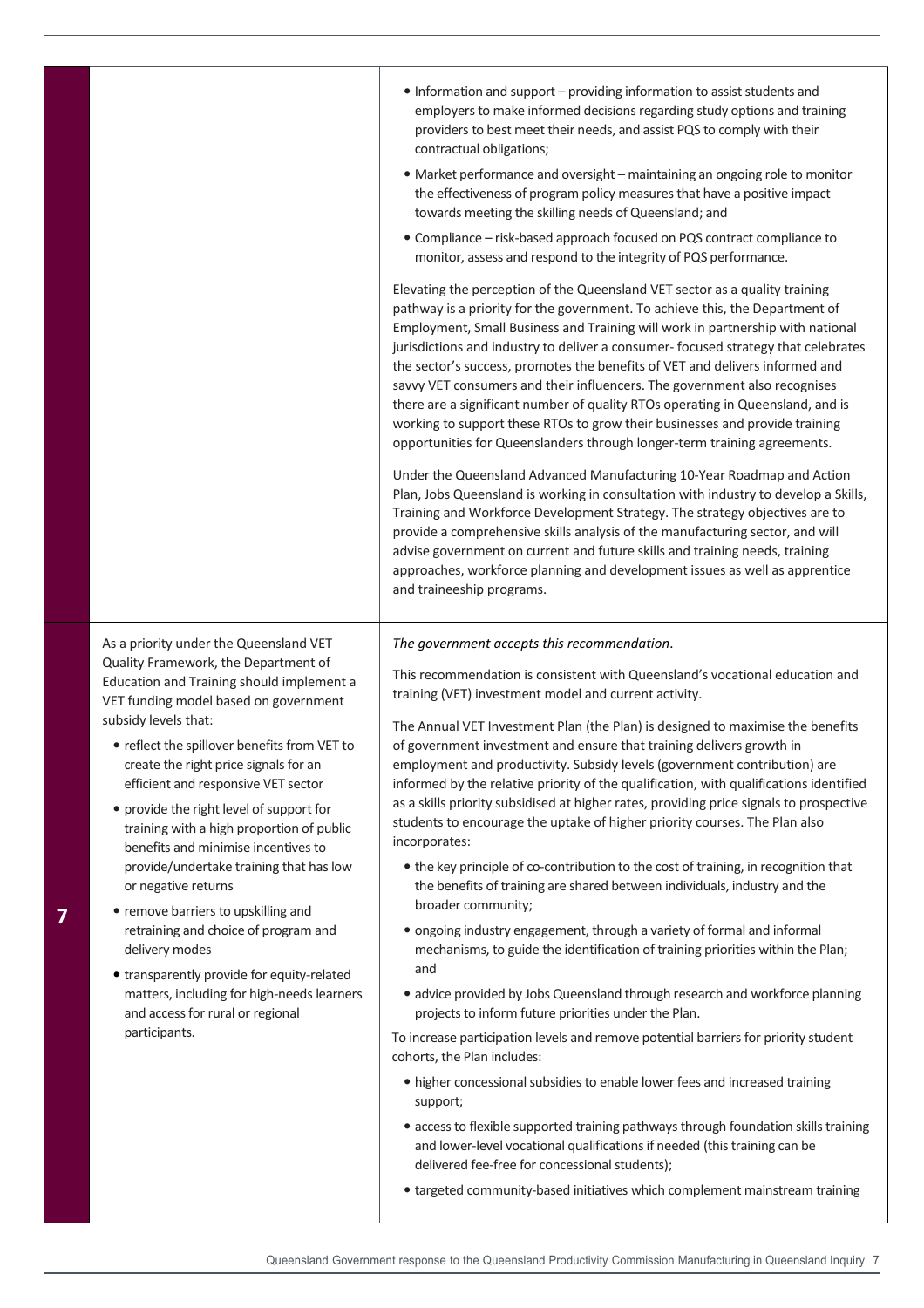| | | |
|---|---|---|
| | | • Information and support – providing information to assist students and employers to make informed decisions regarding study options and training providers to best meet their needs, and assist PQS to comply with their contractual obligations;<br>• Market performance and oversight – maintaining an ongoing role to monitor the effectiveness of program policy measures that have a positive impact towards meeting the skilling needs of Queensland; and<br>• Compliance – risk-based approach focused on PQS contract compliance to monitor, assess and respond to the integrity of PQS performance.<br><br>Elevating the perception of the Queensland VET sector as a quality training pathway is a priority for the government. To achieve this, the Department of Employment, Small Business and Training will work in partnership with national jurisdictions and industry to deliver a consumer- focused strategy that celebrates the sector's success, promotes the benefits of VET and delivers informed and savvy VET consumers and their influencers. The government also recognises there are a significant number of quality RTOs operating in Queensland, and is working to support these RTOs to grow their businesses and provide training opportunities for Queenslanders through longer-term training agreements.<br><br>Under the Queensland Advanced Manufacturing 10-Year Roadmap and Action Plan, Jobs Queensland is working in consultation with industry to develop a Skills, Training and Workforce Development Strategy. The strategy objectives are to provide a comprehensive skills analysis of the manufacturing sector, and will advise government on current and future skills and training needs, training approaches, workforce planning and development issues as well as apprentice and traineeship programs. |
| **7** | As a priority under the Queensland VET Quality Framework, the Department of Education and Training should implement a VET funding model based on government subsidy levels that:<br>• reflect the spillover benefits from VET to create the right price signals for an efficient and responsive VET sector<br>• provide the right level of support for training with a high proportion of public benefits and minimise incentives to provide/undertake training that has low or negative returns<br>• remove barriers to upskilling and retraining and choice of program and delivery modes<br>• transparently provide for equity-related matters, including for high-needs learners and access for rural or regional participants. | *The government accepts this recommendation*.<br><br>This recommendation is consistent with Queensland's vocational education and training (VET) investment model and current activity.<br><br>The Annual VET Investment Plan (the Plan) is designed to maximise the benefits of government investment and ensure that training delivers growth in employment and productivity. Subsidy levels (government contribution) are informed by the relative priority of the qualification, with qualifications identified as a skills priority subsidised at higher rates, providing price signals to prospective students to encourage the uptake of higher priority courses. The Plan also incorporates:<br>• the key principle of co-contribution to the cost of training, in recognition that the benefits of training are shared between individuals, industry and the broader community;<br>• ongoing industry engagement, through a variety of formal and informal mechanisms, to guide the identification of training priorities within the Plan; and<br>• advice provided by Jobs Queensland through research and workforce planning projects to inform future priorities under the Plan.<br><br>To increase participation levels and remove potential barriers for priority student cohorts, the Plan includes:<br>• higher concessional subsidies to enable lower fees and increased training support;<br>• access to flexible supported training pathways through foundation skills training and lower-level vocational qualifications if needed (this training can be delivered fee-free for concessional students);<br>• targeted community-based initiatives which complement mainstream training |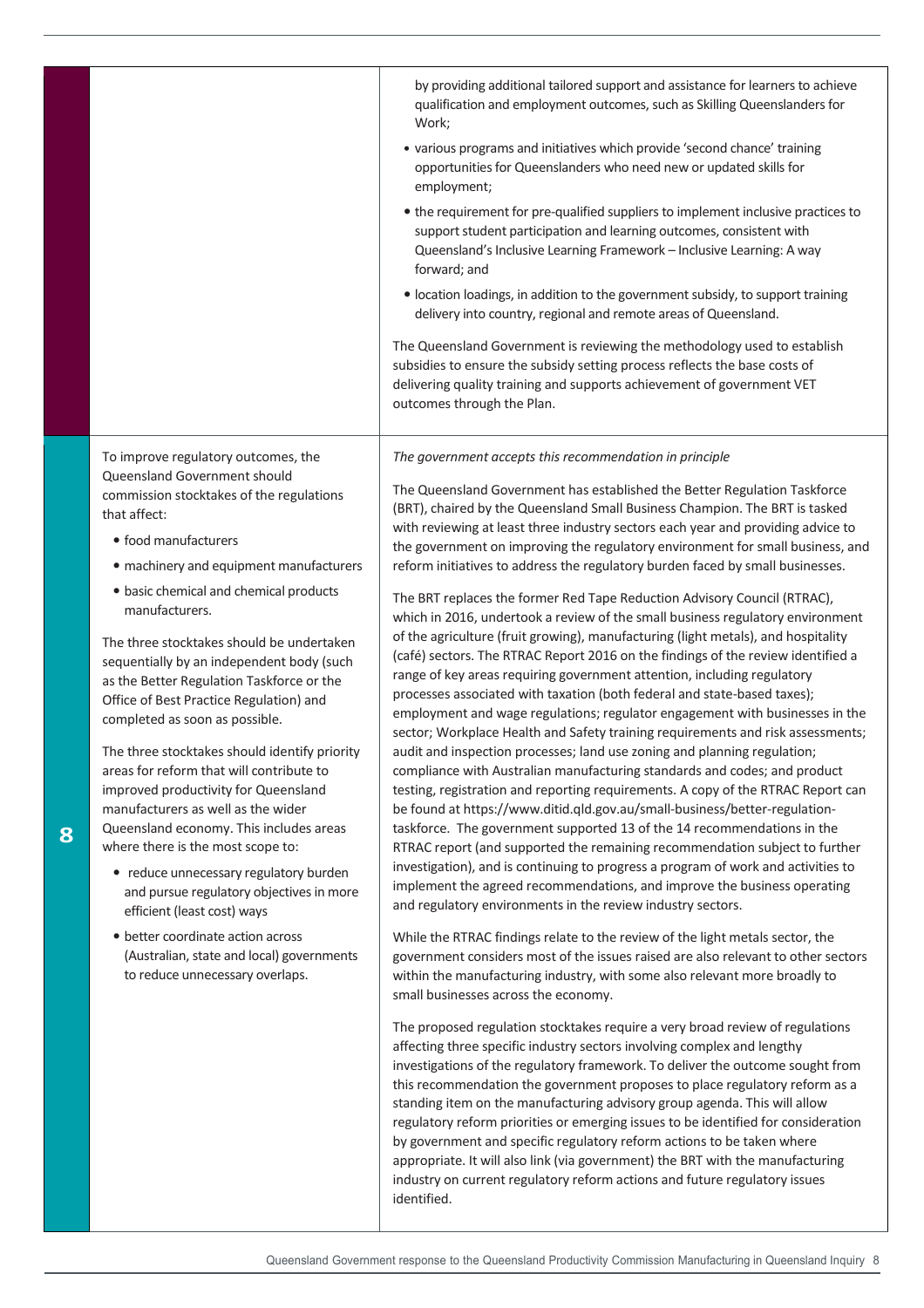| | | |
|---|---|---|
| | | by providing additional tailored support and assistance for learners to achieve qualification and employment outcomes, such as Skilling Queenslanders for Work;<br>• various programs and initiatives which provide 'second chance' training opportunities for Queenslanders who need new or updated skills for employment;<br>• the requirement for pre-qualified suppliers to implement inclusive practices to support student participation and learning outcomes, consistent with Queensland's Inclusive Learning Framework – Inclusive Learning: A way forward; and<br>• location loadings, in addition to the government subsidy, to support training delivery into country, regional and remote areas of Queensland.<br><br>The Queensland Government is reviewing the methodology used to establish subsidies to ensure the subsidy setting process reflects the base costs of delivering quality training and supports achievement of government VET outcomes through the Plan. |
| **8** | To improve regulatory outcomes, the Queensland Government should commission stocktakes of the regulations that affect:<br>• food manufacturers<br>• machinery and equipment manufacturers<br>• basic chemical and chemical products manufacturers.<br><br>The three stocktakes should be undertaken sequentially by an independent body (such as the Better Regulation Taskforce or the Office of Best Practice Regulation) and completed as soon as possible.<br><br>The three stocktakes should identify priority areas for reform that will contribute to improved productivity for Queensland manufacturers as well as the wider Queensland economy. This includes areas where there is the most scope to:<br>• reduce unnecessary regulatory burden and pursue regulatory objectives in more efficient (least cost) ways<br>• better coordinate action across (Australian, state and local) governments to reduce unnecessary overlaps. | *The government accepts this recommendation in principle*<br><br>The Queensland Government has established the Better Regulation Taskforce (BRT), chaired by the Queensland Small Business Champion. The BRT is tasked with reviewing at least three industry sectors each year and providing advice to the government on improving the regulatory environment for small business, and reform initiatives to address the regulatory burden faced by small businesses.<br><br>The BRT replaces the former Red Tape Reduction Advisory Council (RTRAC), which in 2016, undertook a review of the small business regulatory environment of the agriculture (fruit growing), manufacturing (light metals), and hospitality (café) sectors. The RTRAC Report 2016 on the findings of the review identified a range of key areas requiring government attention, including regulatory processes associated with taxation (both federal and state-based taxes); employment and wage regulations; regulator engagement with businesses in the sector; Workplace Health and Safety training requirements and risk assessments; audit and inspection processes; land use zoning and planning regulation; compliance with Australian manufacturing standards and codes; and product testing, registration and reporting requirements. A copy of the RTRAC Report can be found at https://www.ditid.qld.gov.au/small-business/better-regulation-taskforce. The government supported 13 of the 14 recommendations in the RTRAC report (and supported the remaining recommendation subject to further investigation), and is continuing to progress a program of work and activities to implement the agreed recommendations, and improve the business operating and regulatory environments in the review industry sectors.<br><br>While the RTRAC findings relate to the review of the light metals sector, the government considers most of the issues raised are also relevant to other sectors within the manufacturing industry, with some also relevant more broadly to small businesses across the economy.<br><br>The proposed regulation stocktakes require a very broad review of regulations affecting three specific industry sectors involving complex and lengthy investigations of the regulatory framework. To deliver the outcome sought from this recommendation the government proposes to place regulatory reform as a standing item on the manufacturing advisory group agenda. This will allow regulatory reform priorities or emerging issues to be identified for consideration by government and specific regulatory reform actions to be taken where appropriate. It will also link (via government) the BRT with the manufacturing industry on current regulatory reform actions and future regulatory issues identified. |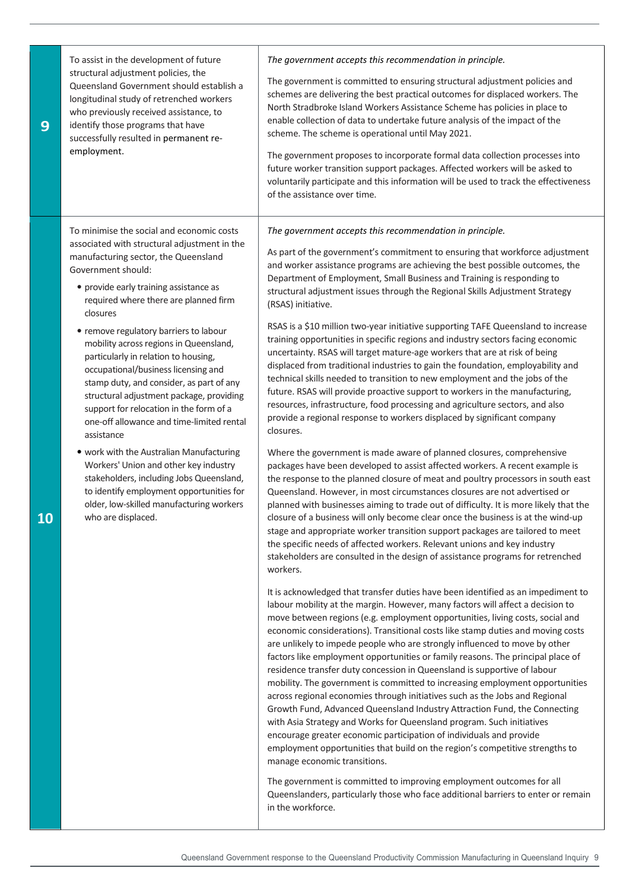| | | |
|---|---|---|
| **9** | To assist in the development of future structural adjustment policies, the Queensland Government should establish a longitudinal study of retrenched workers who previously received assistance, to identify those programs that have successfully resulted in permanent re-employment. | *The government accepts this recommendation in principle.*<br><br>The government is committed to ensuring structural adjustment policies and schemes are delivering the best practical outcomes for displaced workers. The North Stradbroke Island Workers Assistance Scheme has policies in place to enable collection of data to undertake future analysis of the impact of the scheme. The scheme is operational until May 2021.<br><br>The government proposes to incorporate formal data collection processes into future worker transition support packages. Affected workers will be asked to voluntarily participate and this information will be used to track the effectiveness of the assistance over time. |
| **10** | To minimise the social and economic costs associated with structural adjustment in the manufacturing sector, the Queensland Government should:<br><br>• provide early training assistance as required where there are planned firm closures<br><br>• remove regulatory barriers to labour mobility across regions in Queensland, particularly in relation to housing, occupational/business licensing and stamp duty, and consider, as part of any structural adjustment package, providing support for relocation in the form of a one-off allowance and time-limited rental assistance<br><br>• work with the Australian Manufacturing Workers' Union and other key industry stakeholders, including Jobs Queensland, to identify employment opportunities for older, low-skilled manufacturing workers who are displaced. | *The government accepts this recommendation in principle.*<br><br>As part of the government's commitment to ensuring that workforce adjustment and worker assistance programs are achieving the best possible outcomes, the Department of Employment, Small Business and Training is responding to structural adjustment issues through the Regional Skills Adjustment Strategy (RSAS) initiative.<br><br>RSAS is a $10 million two-year initiative supporting TAFE Queensland to increase training opportunities in specific regions and industry sectors facing economic uncertainty. RSAS will target mature-age workers that are at risk of being displaced from traditional industries to gain the foundation, employability and technical skills needed to transition to new employment and the jobs of the future. RSAS will provide proactive support to workers in the manufacturing, resources, infrastructure, food processing and agriculture sectors, and also provide a regional response to workers displaced by significant company closures.<br><br>Where the government is made aware of planned closures, comprehensive packages have been developed to assist affected workers. A recent example is the response to the planned closure of meat and poultry processors in south east Queensland. However, in most circumstances closures are not advertised or planned with businesses aiming to trade out of difficulty. It is more likely that the closure of a business will only become clear once the business is at the wind-up stage and appropriate worker transition support packages are tailored to meet the specific needs of affected workers. Relevant unions and key industry stakeholders are consulted in the design of assistance programs for retrenched workers.<br><br>It is acknowledged that transfer duties have been identified as an impediment to labour mobility at the margin. However, many factors will affect a decision to move between regions (e.g. employment opportunities, living costs, social and economic considerations). Transitional costs like stamp duties and moving costs are unlikely to impede people who are strongly influenced to move by other factors like employment opportunities or family reasons. The principal place of residence transfer duty concession in Queensland is supportive of labour mobility. The government is committed to increasing employment opportunities across regional economies through initiatives such as the Jobs and Regional Growth Fund, Advanced Queensland Industry Attraction Fund, the Connecting with Asia Strategy and Works for Queensland program. Such initiatives encourage greater economic participation of individuals and provide employment opportunities that build on the region's competitive strengths to manage economic transitions.<br><br>The government is committed to improving employment outcomes for all Queenslanders, particularly those who face additional barriers to enter or remain in the workforce. |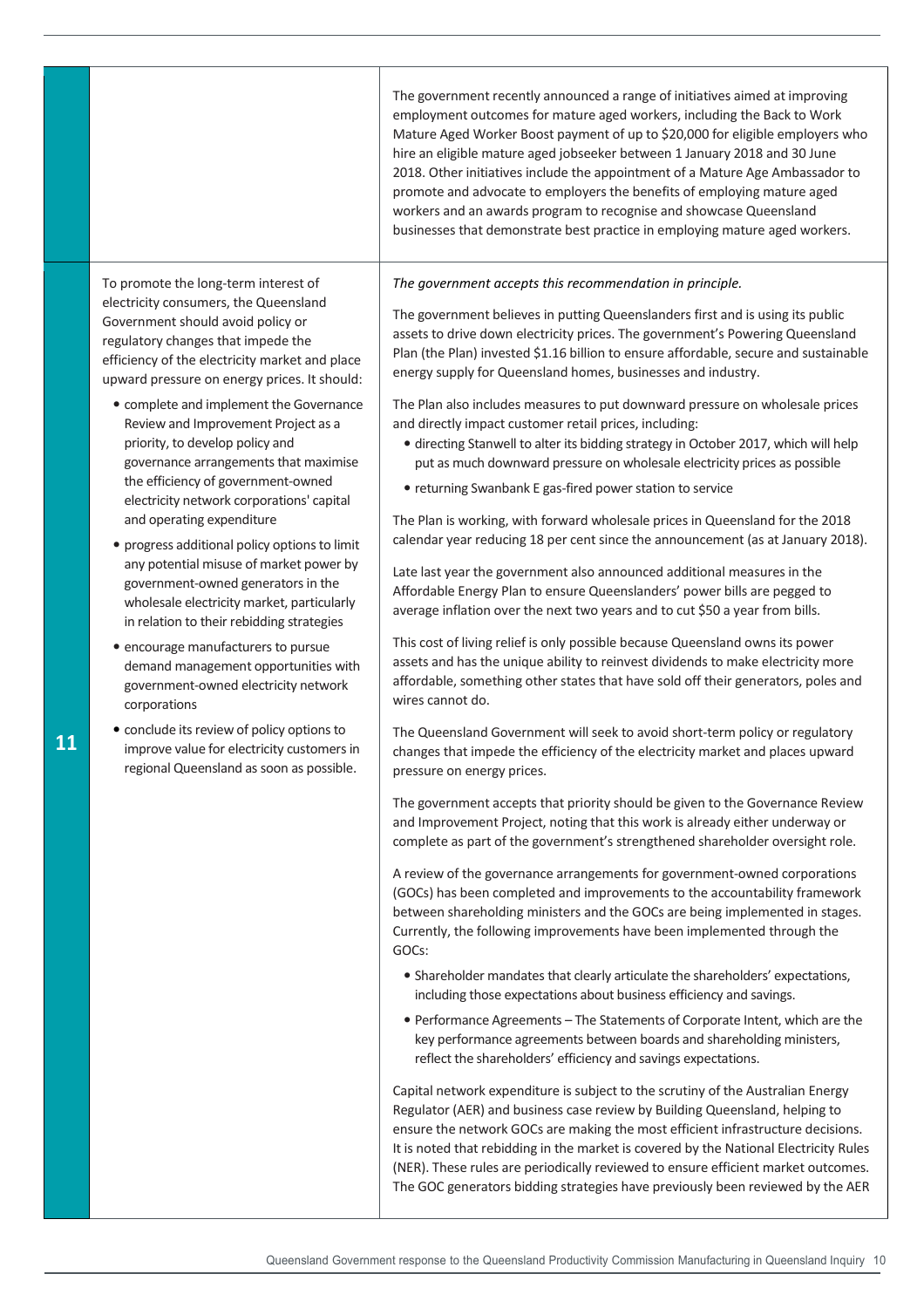| | | |
|---|---|---|
| | | The government recently announced a range of initiatives aimed at improving employment outcomes for mature aged workers, including the Back to Work Mature Aged Worker Boost payment of up to $20,000 for eligible employers who hire an eligible mature aged jobseeker between 1 January 2018 and 30 June 2018. Other initiatives include the appointment of a Mature Age Ambassador to promote and advocate to employers the benefits of employing mature aged workers and an awards program to recognise and showcase Queensland businesses that demonstrate best practice in employing mature aged workers. |
| **11** | To promote the long-term interest of electricity consumers, the Queensland Government should avoid policy or regulatory changes that impede the efficiency of the electricity market and place upward pressure on energy prices. It should:<br><br>• complete and implement the Governance Review and Improvement Project as a priority, to develop policy and governance arrangements that maximise the efficiency of government-owned electricity network corporations' capital and operating expenditure<br><br>• progress additional policy options to limit any potential misuse of market power by government-owned generators in the wholesale electricity market, particularly in relation to their rebidding strategies<br><br>• encourage manufacturers to pursue demand management opportunities with government-owned electricity network corporations<br><br>• conclude its review of policy options to improve value for electricity customers in regional Queensland as soon as possible. | *The government accepts this recommendation in principle.*<br><br>The government believes in putting Queenslanders first and is using its public assets to drive down electricity prices. The government's Powering Queensland Plan (the Plan) invested $1.16 billion to ensure affordable, secure and sustainable energy supply for Queensland homes, businesses and industry.<br><br>The Plan also includes measures to put downward pressure on wholesale prices and directly impact customer retail prices, including:<br>• directing Stanwell to alter its bidding strategy in October 2017, which will help put as much downward pressure on wholesale electricity prices as possible<br>• returning Swanbank E gas-fired power station to service<br><br>The Plan is working, with forward wholesale prices in Queensland for the 2018 calendar year reducing 18 per cent since the announcement (as at January 2018).<br><br>Late last year the government also announced additional measures in the Affordable Energy Plan to ensure Queenslanders' power bills are pegged to average inflation over the next two years and to cut $50 a year from bills.<br><br>This cost of living relief is only possible because Queensland owns its power assets and has the unique ability to reinvest dividends to make electricity more affordable, something other states that have sold off their generators, poles and wires cannot do.<br><br>The Queensland Government will seek to avoid short-term policy or regulatory changes that impede the efficiency of the electricity market and places upward pressure on energy prices.<br><br>The government accepts that priority should be given to the Governance Review and Improvement Project, noting that this work is already either underway or complete as part of the government's strengthened shareholder oversight role.<br><br>A review of the governance arrangements for government-owned corporations (GOCs) has been completed and improvements to the accountability framework between shareholding ministers and the GOCs are being implemented in stages. Currently, the following improvements have been implemented through the GOCs:<br><br>• Shareholder mandates that clearly articulate the shareholders' expectations, including those expectations about business efficiency and savings.<br>• Performance Agreements – The Statements of Corporate Intent, which are the key performance agreements between boards and shareholding ministers, reflect the shareholders' efficiency and savings expectations.<br><br>Capital network expenditure is subject to the scrutiny of the Australian Energy Regulator (AER) and business case review by Building Queensland, helping to ensure the network GOCs are making the most efficient infrastructure decisions. It is noted that rebidding in the market is covered by the National Electricity Rules (NER). These rules are periodically reviewed to ensure efficient market outcomes. The GOC generators bidding strategies have previously been reviewed by the AER |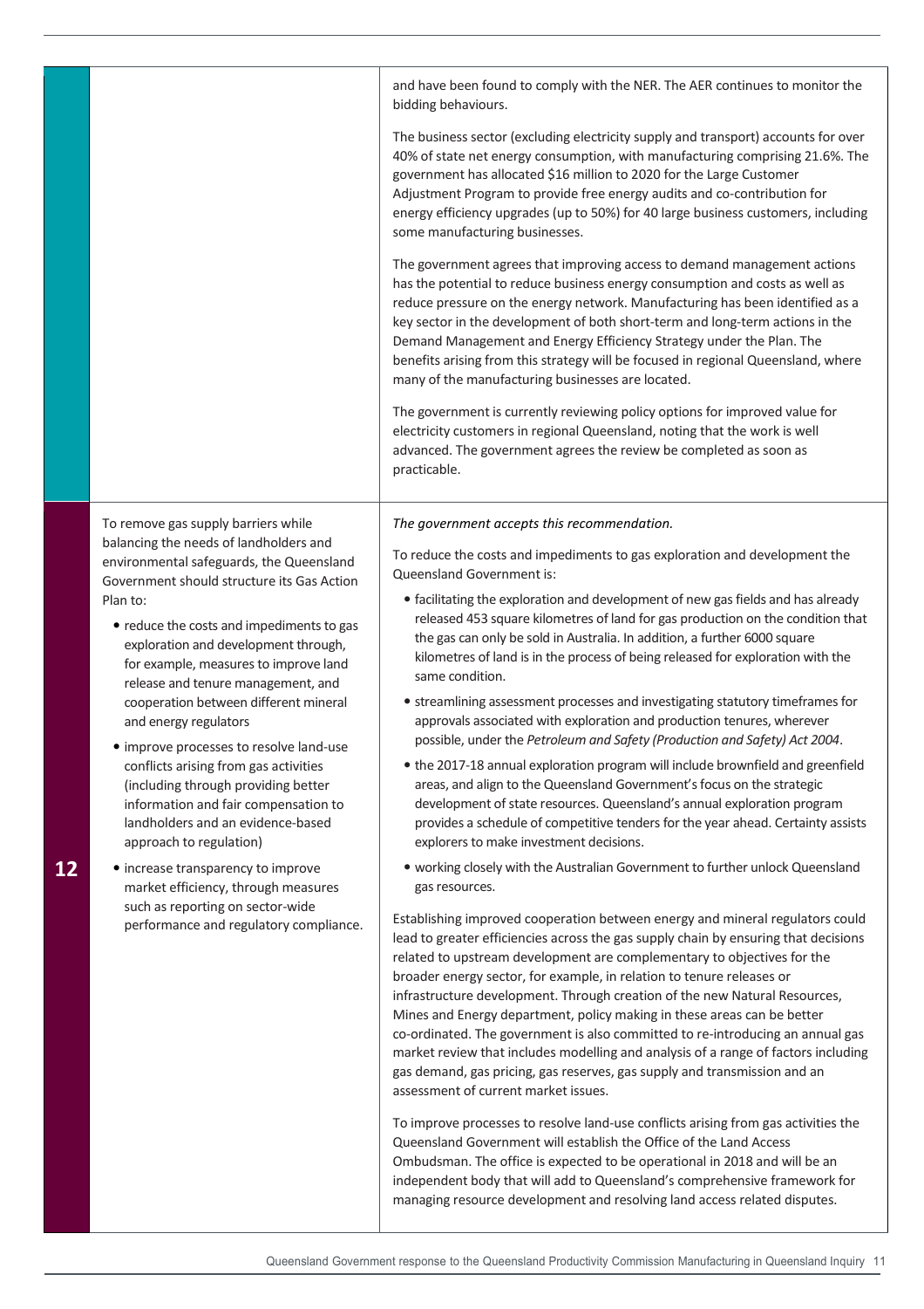| | | |
|---|---|---|
| | | and have been found to comply with the NER. The AER continues to monitor the bidding behaviours.<br><br>The business sector (excluding electricity supply and transport) accounts for over 40% of state net energy consumption, with manufacturing comprising 21.6%. The government has allocated $16 million to 2020 for the Large Customer Adjustment Program to provide free energy audits and co-contribution for energy efficiency upgrades (up to 50%) for 40 large business customers, including some manufacturing businesses.<br><br>The government agrees that improving access to demand management actions has the potential to reduce business energy consumption and costs as well as reduce pressure on the energy network. Manufacturing has been identified as a key sector in the development of both short-term and long-term actions in the Demand Management and Energy Efficiency Strategy under the Plan. The benefits arising from this strategy will be focused in regional Queensland, where many of the manufacturing businesses are located.<br><br>The government is currently reviewing policy options for improved value for electricity customers in regional Queensland, noting that the work is well advanced. The government agrees the review be completed as soon as practicable. |
| **12** | To remove gas supply barriers while balancing the needs of landholders and environmental safeguards, the Queensland Government should structure its Gas Action Plan to:<br>• reduce the costs and impediments to gas exploration and development through, for example, measures to improve land release and tenure management, and cooperation between different mineral and energy regulators<br>• improve processes to resolve land-use conflicts arising from gas activities (including through providing better information and fair compensation to landholders and an evidence-based approach to regulation)<br>• increase transparency to improve market efficiency, through measures such as reporting on sector-wide performance and regulatory compliance. | *The government accepts this recommendation.*<br><br>To reduce the costs and impediments to gas exploration and development the Queensland Government is:<br>• facilitating the exploration and development of new gas fields and has already released 453 square kilometres of land for gas production on the condition that the gas can only be sold in Australia. In addition, a further 6000 square kilometres of land is in the process of being released for exploration with the same condition.<br>• streamlining assessment processes and investigating statutory timeframes for approvals associated with exploration and production tenures, wherever possible, under the *Petroleum and Safety (Production and Safety) Act 2004*.<br>• the 2017-18 annual exploration program will include brownfield and greenfield areas, and align to the Queensland Government's focus on the strategic development of state resources. Queensland's annual exploration program provides a schedule of competitive tenders for the year ahead. Certainty assists explorers to make investment decisions.<br>• working closely with the Australian Government to further unlock Queensland gas resources.<br><br>Establishing improved cooperation between energy and mineral regulators could lead to greater efficiencies across the gas supply chain by ensuring that decisions related to upstream development are complementary to objectives for the broader energy sector, for example, in relation to tenure releases or infrastructure development. Through creation of the new Natural Resources, Mines and Energy department, policy making in these areas can be better co-ordinated. The government is also committed to re-introducing an annual gas market review that includes modelling and analysis of a range of factors including gas demand, gas pricing, gas reserves, gas supply and transmission and an assessment of current market issues.<br><br>To improve processes to resolve land-use conflicts arising from gas activities the Queensland Government will establish the Office of the Land Access Ombudsman. The office is expected to be operational in 2018 and will be an independent body that will add to Queensland's comprehensive framework for managing resource development and resolving land access related disputes. |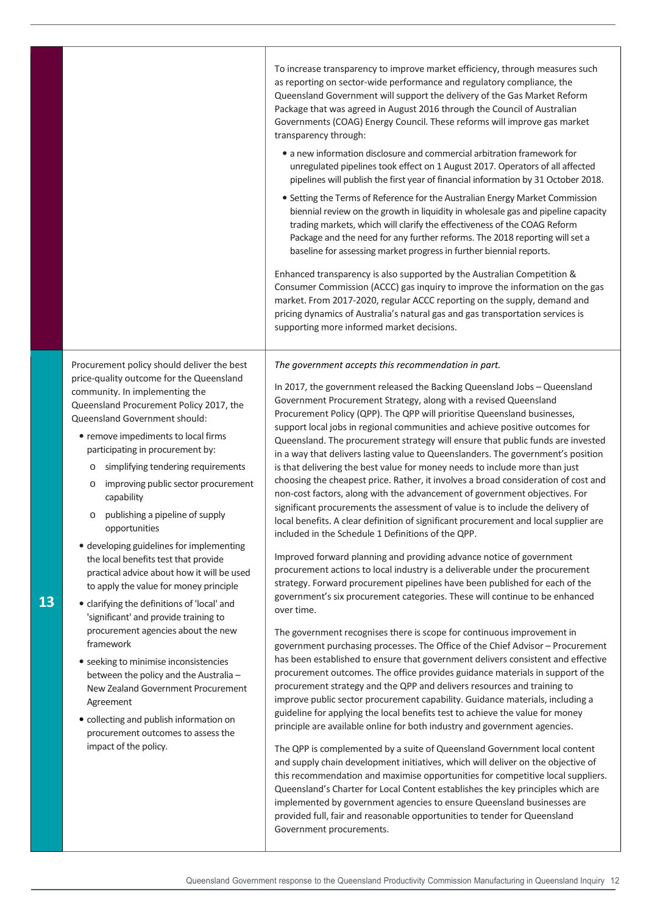| | Recommendation | Response |
|---|---|---|
| | | To increase transparency to improve market efficiency, through measures such as reporting on sector-wide performance and regulatory compliance, the Queensland Government will support the delivery of the Gas Market Reform Package that was agreed in August 2016 through the Council of Australian Governments (COAG) Energy Council. These reforms will improve gas market transparency through:<br>• a new information disclosure and commercial arbitration framework for unregulated pipelines took effect on 1 August 2017. Operators of all affected pipelines will publish the first year of financial information by 31 October 2018.<br>• Setting the Terms of Reference for the Australian Energy Market Commission biennial review on the growth in liquidity in wholesale gas and pipeline capacity trading markets, which will clarify the effectiveness of the COAG Reform Package and the need for any further reforms. The 2018 reporting will set a baseline for assessing market progress in further biennial reports.<br><br>Enhanced transparency is also supported by the Australian Competition & Consumer Commission (ACCC) gas inquiry to improve the information on the gas market. From 2017-2020, regular ACCC reporting on the supply, demand and pricing dynamics of Australia's natural gas and gas transportation services is supporting more informed market decisions. |
| 13 | Procurement policy should deliver the best price-quality outcome for the Queensland community. In implementing the Queensland Procurement Policy 2017, the Queensland Government should:<br>• remove impediments to local firms participating in procurement by:<br>o simplifying tendering requirements<br>o improving public sector procurement capability<br>o publishing a pipeline of supply opportunities<br>• developing guidelines for implementing the local benefits test that provide practical advice about how it will be used to apply the value for money principle<br>• clarifying the definitions of 'local' and 'significant' and provide training to procurement agencies about the new framework<br>• seeking to minimise inconsistencies between the policy and the Australia – New Zealand Government Procurement Agreement<br>• collecting and publish information on procurement outcomes to assess the impact of the policy. | *The government accepts this recommendation in part.*<br><br>In 2017, the government released the Backing Queensland Jobs – Queensland Government Procurement Strategy, along with a revised Queensland Procurement Policy (QPP). The QPP will prioritise Queensland businesses, support local jobs in regional communities and achieve positive outcomes for Queensland. The procurement strategy will ensure that public funds are invested in a way that delivers lasting value to Queenslanders. The government's position is that delivering the best value for money needs to include more than just choosing the cheapest price. Rather, it involves a broad consideration of cost and non-cost factors, along with the advancement of government objectives. For significant procurements the assessment of value is to include the delivery of local benefits. A clear definition of significant procurement and local supplier are included in the Schedule 1 Definitions of the QPP.<br><br>Improved forward planning and providing advance notice of government procurement actions to local industry is a deliverable under the procurement strategy. Forward procurement pipelines have been published for each of the government's six procurement categories. These will continue to be enhanced over time.<br><br>The government recognises there is scope for continuous improvement in government purchasing processes. The Office of the Chief Advisor – Procurement has been established to ensure that government delivers consistent and effective procurement outcomes. The office provides guidance materials in support of the procurement strategy and the QPP and delivers resources and training to improve public sector procurement capability. Guidance materials, including a guideline for applying the local benefits test to achieve the value for money principle are available online for both industry and government agencies.<br><br>The QPP is complemented by a suite of Queensland Government local content and supply chain development initiatives, which will deliver on the objective of this recommendation and maximise opportunities for competitive local suppliers. Queensland's Charter for Local Content establishes the key principles which are implemented by government agencies to ensure Queensland businesses are provided full, fair and reasonable opportunities to tender for Queensland Government procurements. |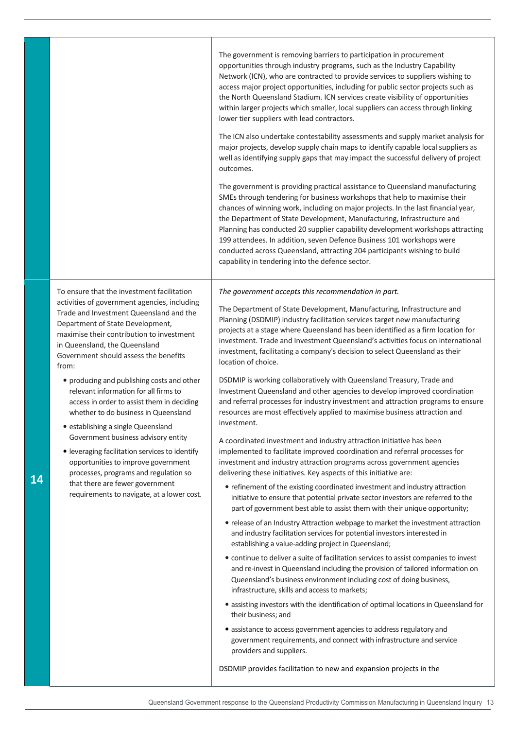| | | |
|---|---|---|
| | | The government is removing barriers to participation in procurement opportunities through industry programs, such as the Industry Capability Network (ICN), who are contracted to provide services to suppliers wishing to access major project opportunities, including for public sector projects such as the North Queensland Stadium. ICN services create visibility of opportunities within larger projects which smaller, local suppliers can access through linking lower tier suppliers with lead contractors.<br><br>The ICN also undertake contestability assessments and supply market analysis for major projects, develop supply chain maps to identify capable local suppliers as well as identifying supply gaps that may impact the successful delivery of project outcomes.<br><br>The government is providing practical assistance to Queensland manufacturing SMEs through tendering for business workshops that help to maximise their chances of winning work, including on major projects. In the last financial year, the Department of State Development, Manufacturing, Infrastructure and Planning has conducted 20 supplier capability development workshops attracting 199 attendees. In addition, seven Defence Business 101 workshops were conducted across Queensland, attracting 204 participants wishing to build capability in tendering into the defence sector. |
| **14** | To ensure that the investment facilitation activities of government agencies, including Trade and Investment Queensland and the Department of State Development, maximise their contribution to investment in Queensland, the Queensland Government should assess the benefits from:<br><br>• producing and publishing costs and other relevant information for all firms to access in order to assist them in deciding whether to do business in Queensland<br>• establishing a single Queensland Government business advisory entity<br>• leveraging facilitation services to identify opportunities to improve government processes, programs and regulation so that there are fewer government requirements to navigate, at a lower cost. | *The government accepts this recommendation in part.*<br><br>The Department of State Development, Manufacturing, Infrastructure and Planning (DSDMIP) industry facilitation services target new manufacturing projects at a stage where Queensland has been identified as a firm location for investment. Trade and Investment Queensland's activities focus on international investment, facilitating a company's decision to select Queensland as their location of choice.<br><br>DSDMIP is working collaboratively with Queensland Treasury, Trade and Investment Queensland and other agencies to develop improved coordination and referral processes for industry investment and attraction programs to ensure resources are most effectively applied to maximise business attraction and investment.<br><br>A coordinated investment and industry attraction initiative has been implemented to facilitate improved coordination and referral processes for investment and industry attraction programs across government agencies delivering these initiatives. Key aspects of this initiative are:<br><br>• refinement of the existing coordinated investment and industry attraction initiative to ensure that potential private sector investors are referred to the part of government best able to assist them with their unique opportunity;<br>• release of an Industry Attraction webpage to market the investment attraction and industry facilitation services for potential investors interested in establishing a value-adding project in Queensland;<br>• continue to deliver a suite of facilitation services to assist companies to invest and re-invest in Queensland including the provision of tailored information on Queensland's business environment including cost of doing business, infrastructure, skills and access to markets;<br>• assisting investors with the identification of optimal locations in Queensland for their business; and<br>• assistance to access government agencies to address regulatory and government requirements, and connect with infrastructure and service providers and suppliers.<br><br>DSDMIP provides facilitation to new and expansion projects in the |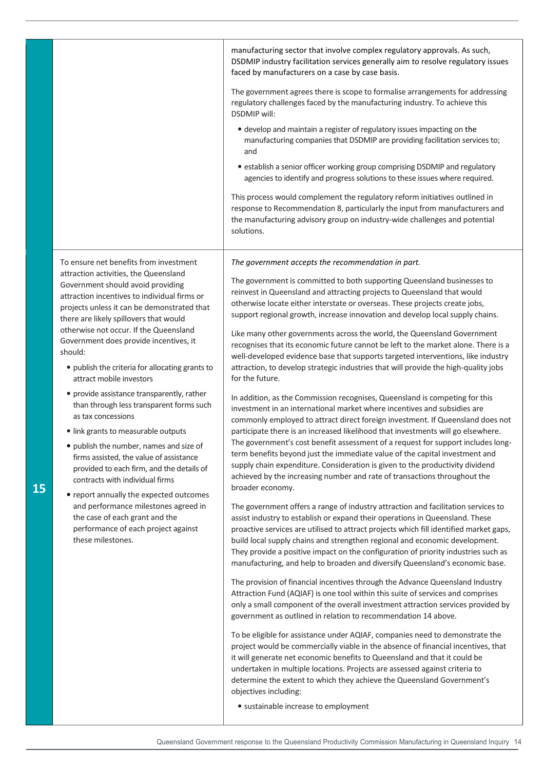| | | |
|---|---|---|
| | | manufacturing sector that involve complex regulatory approvals. As such, DSDMIP industry facilitation services generally aim to resolve regulatory issues faced by manufacturers on a case by case basis.<br><br>The government agrees there is scope to formalise arrangements for addressing regulatory challenges faced by the manufacturing industry. To achieve this DSDMIP will:<br><br>• develop and maintain a register of regulatory issues impacting on the manufacturing companies that DSDMIP are providing facilitation services to; and<br><br>• establish a senior officer working group comprising DSDMIP and regulatory agencies to identify and progress solutions to these issues where required.<br><br>This process would complement the regulatory reform initiatives outlined in response to Recommendation 8, particularly the input from manufacturers and the manufacturing advisory group on industry-wide challenges and potential solutions. |
| 15 | To ensure net benefits from investment attraction activities, the Queensland Government should avoid providing attraction incentives to individual firms or projects unless it can be demonstrated that there are likely spillovers that would otherwise not occur. If the Queensland Government does provide incentives, it should:<br><br>• publish the criteria for allocating grants to attract mobile investors<br><br>• provide assistance transparently, rather than through less transparent forms such as tax concessions<br><br>• link grants to measurable outputs<br><br>• publish the number, names and size of firms assisted, the value of assistance provided to each firm, and the details of contracts with individual firms<br><br>• report annually the expected outcomes and performance milestones agreed in the case of each grant and the performance of each project against these milestones. | *The government accepts the recommendation in part.*<br><br>The government is committed to both supporting Queensland businesses to reinvest in Queensland and attracting projects to Queensland that would otherwise locate either interstate or overseas. These projects create jobs, support regional growth, increase innovation and develop local supply chains.<br><br>Like many other governments across the world, the Queensland Government recognises that its economic future cannot be left to the market alone. There is a well-developed evidence base that supports targeted interventions, like industry attraction, to develop strategic industries that will provide the high-quality jobs for the future.<br><br>In addition, as the Commission recognises, Queensland is competing for this investment in an international market where incentives and subsidies are commonly employed to attract direct foreign investment. If Queensland does not participate there is an increased likelihood that investments will go elsewhere. The government's cost benefit assessment of a request for support includes long-term benefits beyond just the immediate value of the capital investment and supply chain expenditure. Consideration is given to the productivity dividend achieved by the increasing number and rate of transactions throughout the broader economy.<br><br>The government offers a range of industry attraction and facilitation services to assist industry to establish or expand their operations in Queensland. These proactive services are utilised to attract projects which fill identified market gaps, build local supply chains and strengthen regional and economic development. They provide a positive impact on the configuration of priority industries such as manufacturing, and help to broaden and diversify Queensland's economic base.<br><br>The provision of financial incentives through the Advance Queensland Industry Attraction Fund (AQIAF) is one tool within this suite of services and comprises only a small component of the overall investment attraction services provided by government as outlined in relation to recommendation 14 above.<br><br>To be eligible for assistance under AQIAF, companies need to demonstrate the project would be commercially viable in the absence of financial incentives, that it will generate net economic benefits to Queensland and that it could be undertaken in multiple locations. Projects are assessed against criteria to determine the extent to which they achieve the Queensland Government's objectives including:<br><br>• sustainable increase to employment |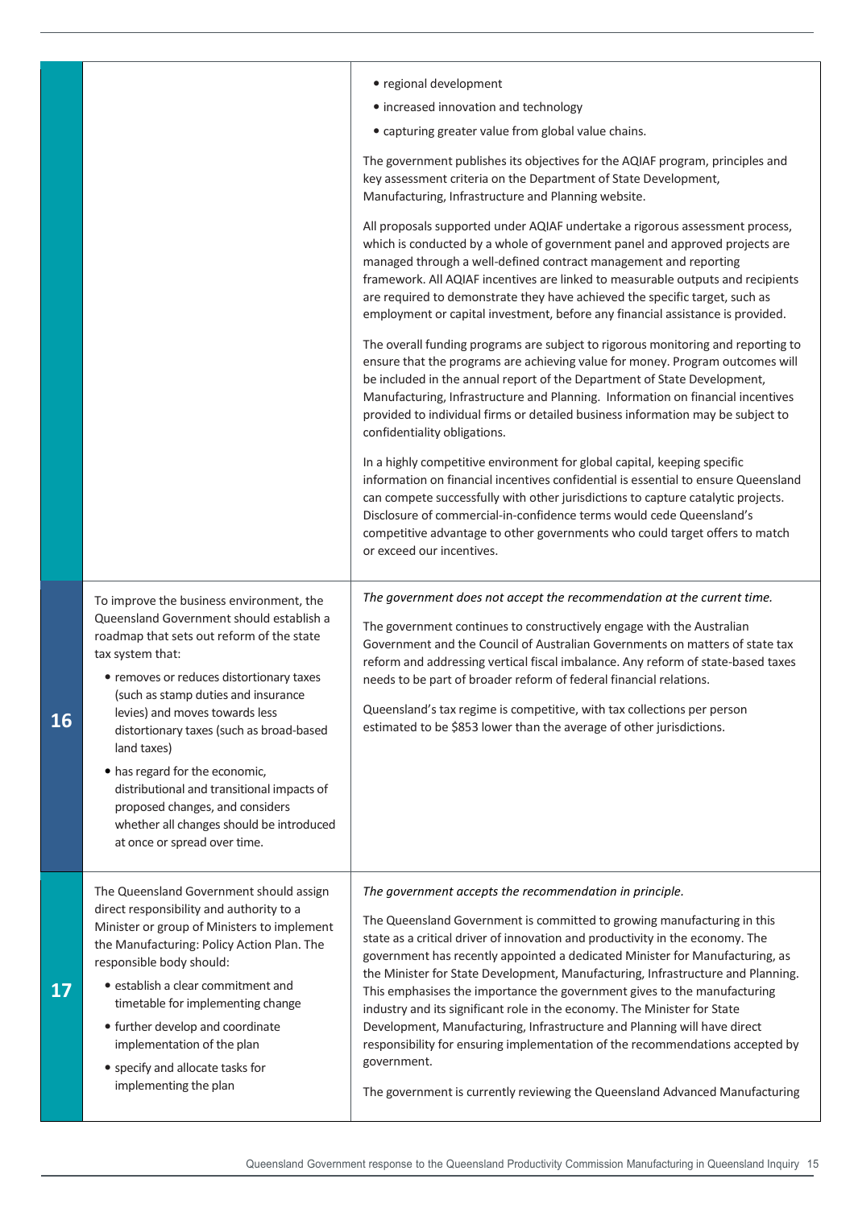| | | |
|---|---|---|
| | | • regional development<br>• increased innovation and technology<br>• capturing greater value from global value chains.<br><br>The government publishes its objectives for the AQIAF program, principles and key assessment criteria on the Department of State Development, Manufacturing, Infrastructure and Planning website.<br><br>All proposals supported under AQIAF undertake a rigorous assessment process, which is conducted by a whole of government panel and approved projects are managed through a well-defined contract management and reporting framework. All AQIAF incentives are linked to measurable outputs and recipients are required to demonstrate they have achieved the specific target, such as employment or capital investment, before any financial assistance is provided.<br><br>The overall funding programs are subject to rigorous monitoring and reporting to ensure that the programs are achieving value for money. Program outcomes will be included in the annual report of the Department of State Development, Manufacturing, Infrastructure and Planning. Information on financial incentives provided to individual firms or detailed business information may be subject to confidentiality obligations.<br><br>In a highly competitive environment for global capital, keeping specific information on financial incentives confidential is essential to ensure Queensland can compete successfully with other jurisdictions to capture catalytic projects. Disclosure of commercial-in-confidence terms would cede Queensland's competitive advantage to other governments who could target offers to match or exceed our incentives. |
| **16** | To improve the business environment, the Queensland Government should establish a roadmap that sets out reform of the state tax system that:<br>• removes or reduces distortionary taxes (such as stamp duties and insurance levies) and moves towards less distortionary taxes (such as broad-based land taxes)<br>• has regard for the economic, distributional and transitional impacts of proposed changes, and considers whether all changes should be introduced at once or spread over time. | *The government does not accept the recommendation at the current time.*<br><br>The government continues to constructively engage with the Australian Government and the Council of Australian Governments on matters of state tax reform and addressing vertical fiscal imbalance. Any reform of state-based taxes needs to be part of broader reform of federal financial relations.<br><br>Queensland's tax regime is competitive, with tax collections per person estimated to be $853 lower than the average of other jurisdictions. |
| **17** | The Queensland Government should assign direct responsibility and authority to a Minister or group of Ministers to implement the Manufacturing: Policy Action Plan. The responsible body should:<br>• establish a clear commitment and timetable for implementing change<br>• further develop and coordinate implementation of the plan<br>• specify and allocate tasks for implementing the plan | *The government accepts the recommendation in principle.*<br><br>The Queensland Government is committed to growing manufacturing in this state as a critical driver of innovation and productivity in the economy. The government has recently appointed a dedicated Minister for Manufacturing, as the Minister for State Development, Manufacturing, Infrastructure and Planning. This emphasises the importance the government gives to the manufacturing industry and its significant role in the economy. The Minister for State Development, Manufacturing, Infrastructure and Planning will have direct responsibility for ensuring implementation of the recommendations accepted by government.<br><br>The government is currently reviewing the Queensland Advanced Manufacturing |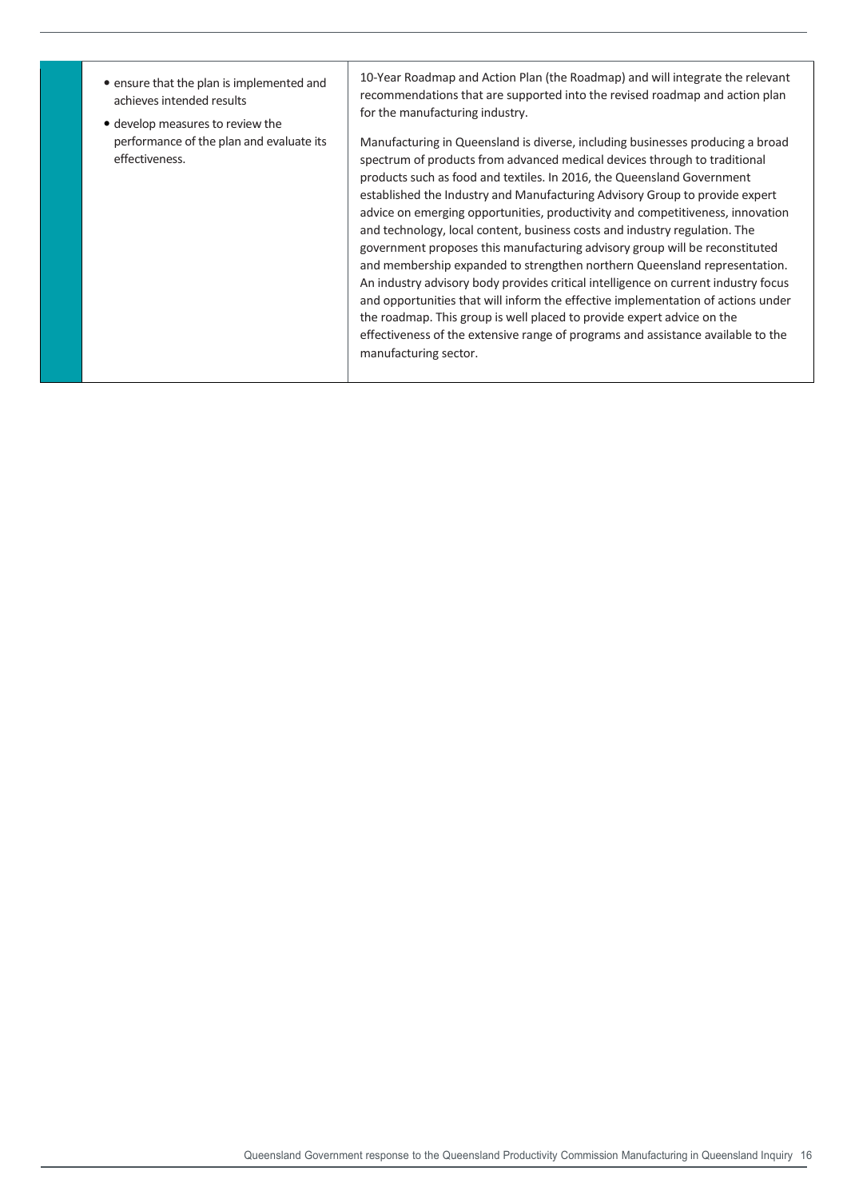| | | |
|---|---|---|
| | • ensure that the plan is implemented and achieves intended results<br>• develop measures to review the performance of the plan and evaluate its effectiveness. | 10-Year Roadmap and Action Plan (the Roadmap) and will integrate the relevant recommendations that are supported into the revised roadmap and action plan for the manufacturing industry.<br><br>Manufacturing in Queensland is diverse, including businesses producing a broad spectrum of products from advanced medical devices through to traditional products such as food and textiles. In 2016, the Queensland Government established the Industry and Manufacturing Advisory Group to provide expert advice on emerging opportunities, productivity and competitiveness, innovation and technology, local content, business costs and industry regulation. The government proposes this manufacturing advisory group will be reconstituted and membership expanded to strengthen northern Queensland representation. An industry advisory body provides critical intelligence on current industry focus and opportunities that will inform the effective implementation of actions under the roadmap. This group is well placed to provide expert advice on the effectiveness of the extensive range of programs and assistance available to the manufacturing sector. |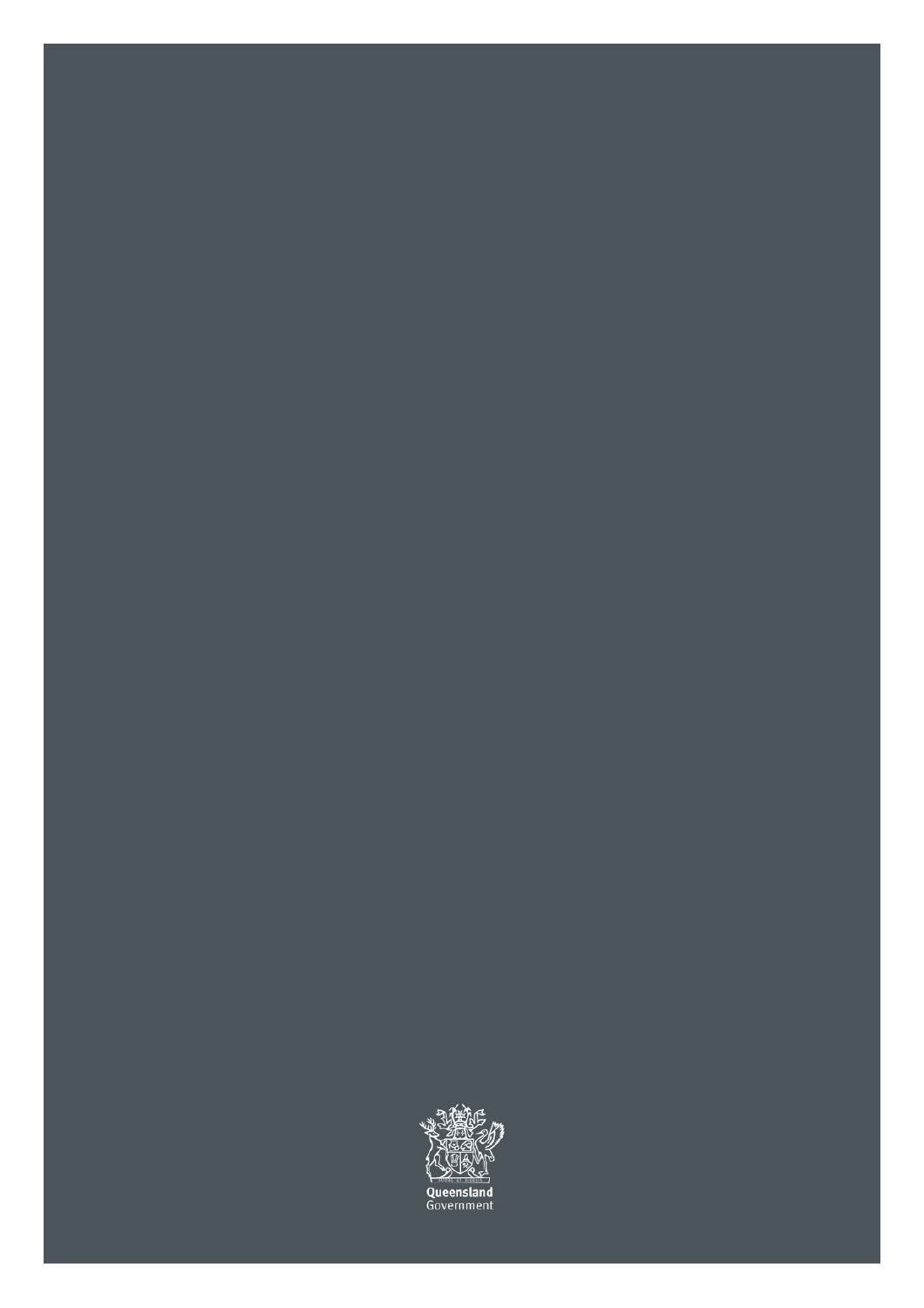Queensland
Government